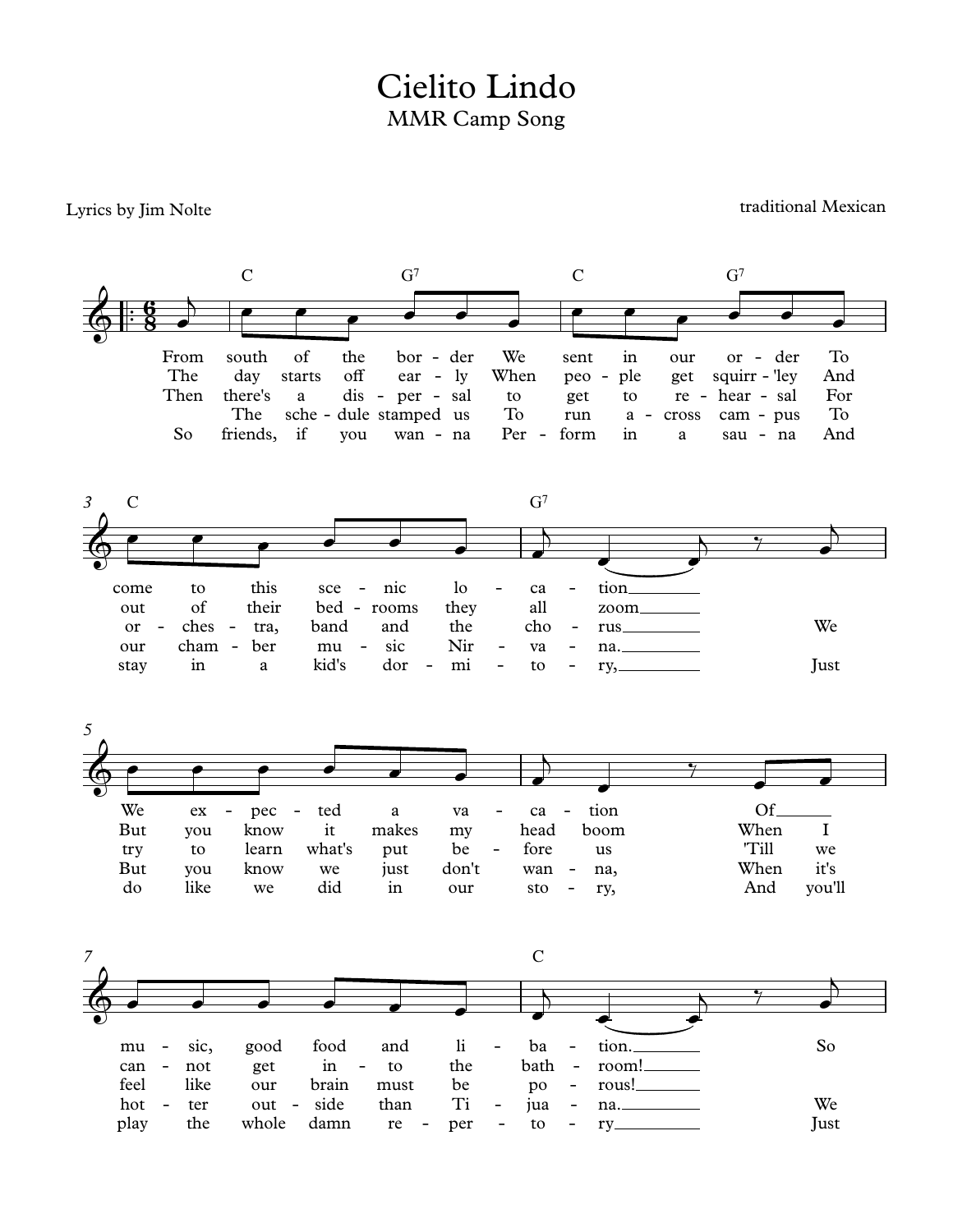# Cielito Lindo

## MMR Camp Song

Lyrics by Jim Nolte

traditional Mexican

6/8

Chords: C, G7, C, G7 | C, G7 | … | C

From south of the border We sent in our order To
come to this scenic location
We expected a vacation Of
music, good food and libation. So

The day starts off early When people get squirr-'ley And
out of their bedrooms they all zoom
But you know it makes my head boom When I
cannot get into the bathroom!

Then there's a dispersal to get to rehearsal For
orchestra, band and the chorus We
try to learn what's put before us 'Till we
feel like our brain must be porous!

The schedule stamped us To run across campus To
our chamber music Nirvana.
But you know we just don't wanna, When it's
hotter outside than Tijuana. We

So friends, if you wanna Perform in a sauna And
stay in a kid's dormitory, Just
do like we did in our story, And you'll
play the whole damn repertory Just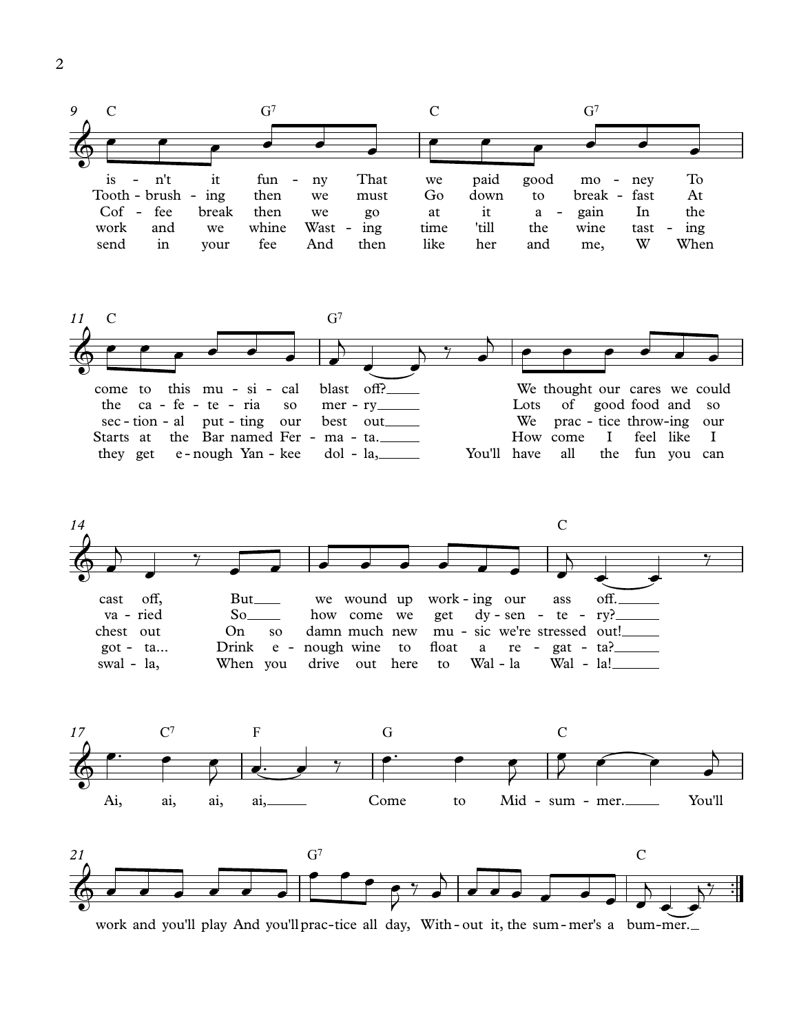9 C G7 C G7

is - n't it fun - ny That we paid good mo - ney To
Tooth - brush - ing then we must Go down to break - fast At
Cof - fee break then we go at it a - gain In the
work and we whine Wast - ing time 'till the wine tast - ing
send in your fee And then like her and me, W When

11 C G7

come to this mu - si - cal blast off? We thought our cares we could
the ca - fe - te - ria so mer - ry Lots of good food and so
sec - tion - al put - ting our best out We prac - tice throw - ing our
Starts at the Bar named Fer - ma - ta. How come I feel like I
they get e - nough Yan - kee dol - la, You'll have all the fun you can

14 C

cast off, But we wound up work - ing our ass off.
va - ried So how come we get dy - sen - te - ry?
chest out On so damn much new mu - sic we're stressed out!
got - ta... Drink e - nough wine to float a re - gat - ta?
swal - la, When you drive out here to Wal - la Wal - la!

17 C7 F G C

Ai, ai, ai, ai, Come to Mid - sum - mer. You'll

21 G7 C

work and you'll play And you'll prac - tice all day, With - out it, the sum - mer's a bum - mer.